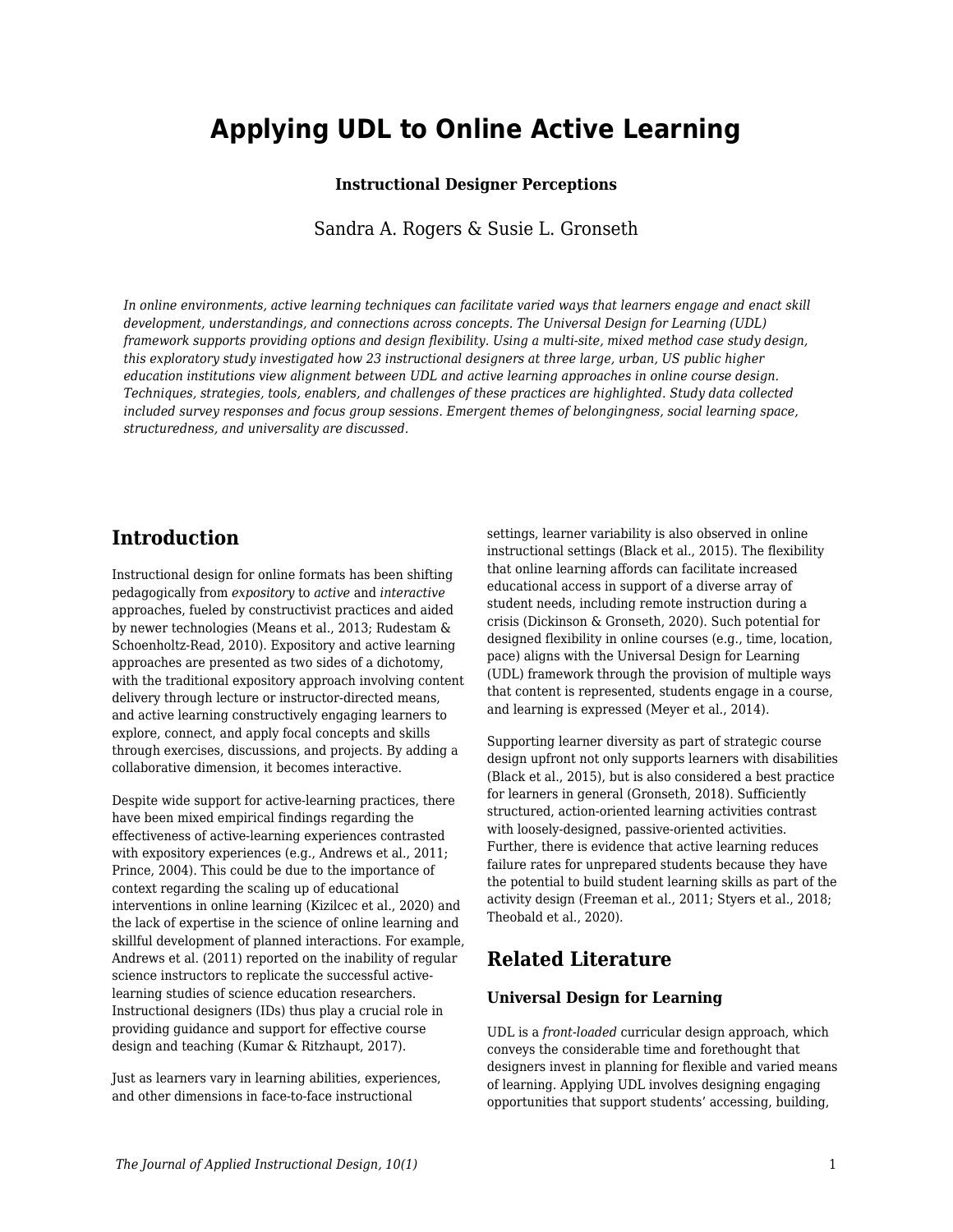# Applying UDL to Online Active Learning

**Instructional Designer Perceptions**

Sandra A. Rogers & Susie L. Gronseth

*In online environments, active learning techniques can facilitate varied ways that learners engage and enact skill development, understandings, and connections across concepts. The Universal Design for Learning (UDL) framework supports providing options and design flexibility. Using a multi-site, mixed method case study design, this exploratory study investigated how 23 instructional designers at three large, urban, US public higher education institutions view alignment between UDL and active learning approaches in online course design. Techniques, strategies, tools, enablers, and challenges of these practices are highlighted. Study data collected included survey responses and focus group sessions. Emergent themes of belongingness, social learning space, structuredness, and universality are discussed.*

## Introduction

Instructional design for online formats has been shifting pedagogically from *expository* to *active* and *interactive* approaches, fueled by constructivist practices and aided by newer technologies (Means et al., 2013; Rudestam & Schoenholtz-Read, 2010). Expository and active learning approaches are presented as two sides of a dichotomy, with the traditional expository approach involving content delivery through lecture or instructor-directed means, and active learning constructively engaging learners to explore, connect, and apply focal concepts and skills through exercises, discussions, and projects. By adding a collaborative dimension, it becomes interactive.

Despite wide support for active-learning practices, there have been mixed empirical findings regarding the effectiveness of active-learning experiences contrasted with expository experiences (e.g., Andrews et al., 2011; Prince, 2004). This could be due to the importance of context regarding the scaling up of educational interventions in online learning (Kizilcec et al., 2020) and the lack of expertise in the science of online learning and skillful development of planned interactions. For example, Andrews et al. (2011) reported on the inability of regular science instructors to replicate the successful active-learning studies of science education researchers. Instructional designers (IDs) thus play a crucial role in providing guidance and support for effective course design and teaching (Kumar & Ritzhaupt, 2017).

Just as learners vary in learning abilities, experiences, and other dimensions in face-to-face instructional settings, learner variability is also observed in online instructional settings (Black et al., 2015). The flexibility that online learning affords can facilitate increased educational access in support of a diverse array of student needs, including remote instruction during a crisis (Dickinson & Gronseth, 2020). Such potential for designed flexibility in online courses (e.g., time, location, pace) aligns with the Universal Design for Learning (UDL) framework through the provision of multiple ways that content is represented, students engage in a course, and learning is expressed (Meyer et al., 2014).

Supporting learner diversity as part of strategic course design upfront not only supports learners with disabilities (Black et al., 2015), but is also considered a best practice for learners in general (Gronseth, 2018). Sufficiently structured, action-oriented learning activities contrast with loosely-designed, passive-oriented activities. Further, there is evidence that active learning reduces failure rates for unprepared students because they have the potential to build student learning skills as part of the activity design (Freeman et al., 2011; Styers et al., 2018; Theobald et al., 2020).

## Related Literature

### Universal Design for Learning

UDL is a *front-loaded* curricular design approach, which conveys the considerable time and forethought that designers invest in planning for flexible and varied means of learning. Applying UDL involves designing engaging opportunities that support students' accessing, building,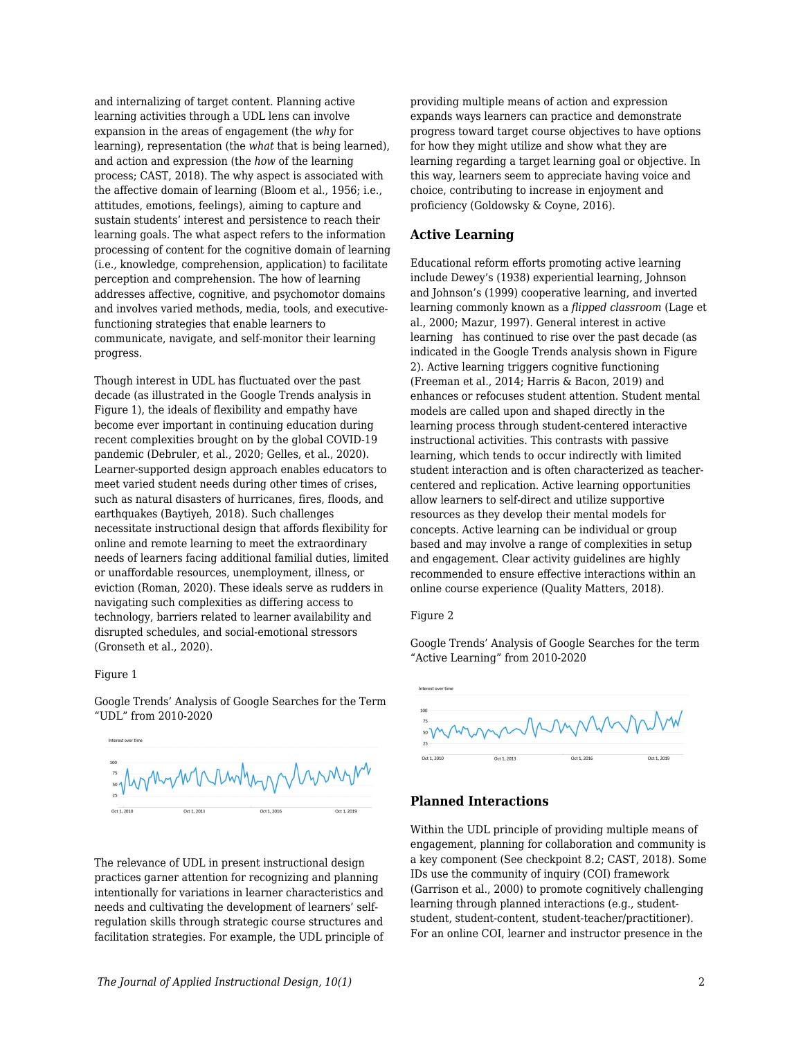and internalizing of target content. Planning active learning activities through a UDL lens can involve expansion in the areas of engagement (the *why* for learning), representation (the *what* that is being learned), and action and expression (the *how* of the learning process; CAST, 2018). The why aspect is associated with the affective domain of learning (Bloom et al., 1956; i.e., attitudes, emotions, feelings), aiming to capture and sustain students' interest and persistence to reach their learning goals. The what aspect refers to the information processing of content for the cognitive domain of learning (i.e., knowledge, comprehension, application) to facilitate perception and comprehension. The how of learning addresses affective, cognitive, and psychomotor domains and involves varied methods, media, tools, and executive-functioning strategies that enable learners to communicate, navigate, and self-monitor their learning progress.

Though interest in UDL has fluctuated over the past decade (as illustrated in the Google Trends analysis in Figure 1), the ideals of flexibility and empathy have become ever important in continuing education during recent complexities brought on by the global COVID-19 pandemic (Debruler, et al., 2020; Gelles, et al., 2020). Learner-supported design approach enables educators to meet varied student needs during other times of crises, such as natural disasters of hurricanes, fires, floods, and earthquakes (Baytiyeh, 2018). Such challenges necessitate instructional design that affords flexibility for online and remote learning to meet the extraordinary needs of learners facing additional familial duties, limited or unaffordable resources, unemployment, illness, or eviction (Roman, 2020). These ideals serve as rudders in navigating such complexities as differing access to technology, barriers related to learner availability and disrupted schedules, and social-emotional stressors (Gronseth et al., 2020).

Figure 1

Google Trends' Analysis of Google Searches for the Term "UDL" from 2010-2020

The relevance of UDL in present instructional design practices garner attention for recognizing and planning intentionally for variations in learner characteristics and needs and cultivating the development of learners' self-regulation skills through strategic course structures and facilitation strategies. For example, the UDL principle of providing multiple means of action and expression expands ways learners can practice and demonstrate progress toward target course objectives to have options for how they might utilize and show what they are learning regarding a target learning goal or objective. In this way, learners seem to appreciate having voice and choice, contributing to increase in enjoyment and proficiency (Goldowsky & Coyne, 2016).

### Active Learning

Educational reform efforts promoting active learning include Dewey's (1938) experiential learning, Johnson and Johnson's (1999) cooperative learning, and inverted learning commonly known as a *flipped classroom* (Lage et al., 2000; Mazur, 1997). General interest in active learning has continued to rise over the past decade (as indicated in the Google Trends analysis shown in Figure 2). Active learning triggers cognitive functioning (Freeman et al., 2014; Harris & Bacon, 2019) and enhances or refocuses student attention. Student mental models are called upon and shaped directly in the learning process through student-centered interactive instructional activities. This contrasts with passive learning, which tends to occur indirectly with limited student interaction and is often characterized as teacher-centered and replication. Active learning opportunities allow learners to self-direct and utilize supportive resources as they develop their mental models for concepts. Active learning can be individual or group based and may involve a range of complexities in setup and engagement. Clear activity guidelines are highly recommended to ensure effective interactions within an online course experience (Quality Matters, 2018).

Figure 2

Google Trends' Analysis of Google Searches for the term "Active Learning" from 2010-2020

### Planned Interactions

Within the UDL principle of providing multiple means of engagement, planning for collaboration and community is a key component (See checkpoint 8.2; CAST, 2018). Some IDs use the community of inquiry (COI) framework (Garrison et al., 2000) to promote cognitively challenging learning through planned interactions (e.g., student-student, student-content, student-teacher/practitioner). For an online COI, learner and instructor presence in the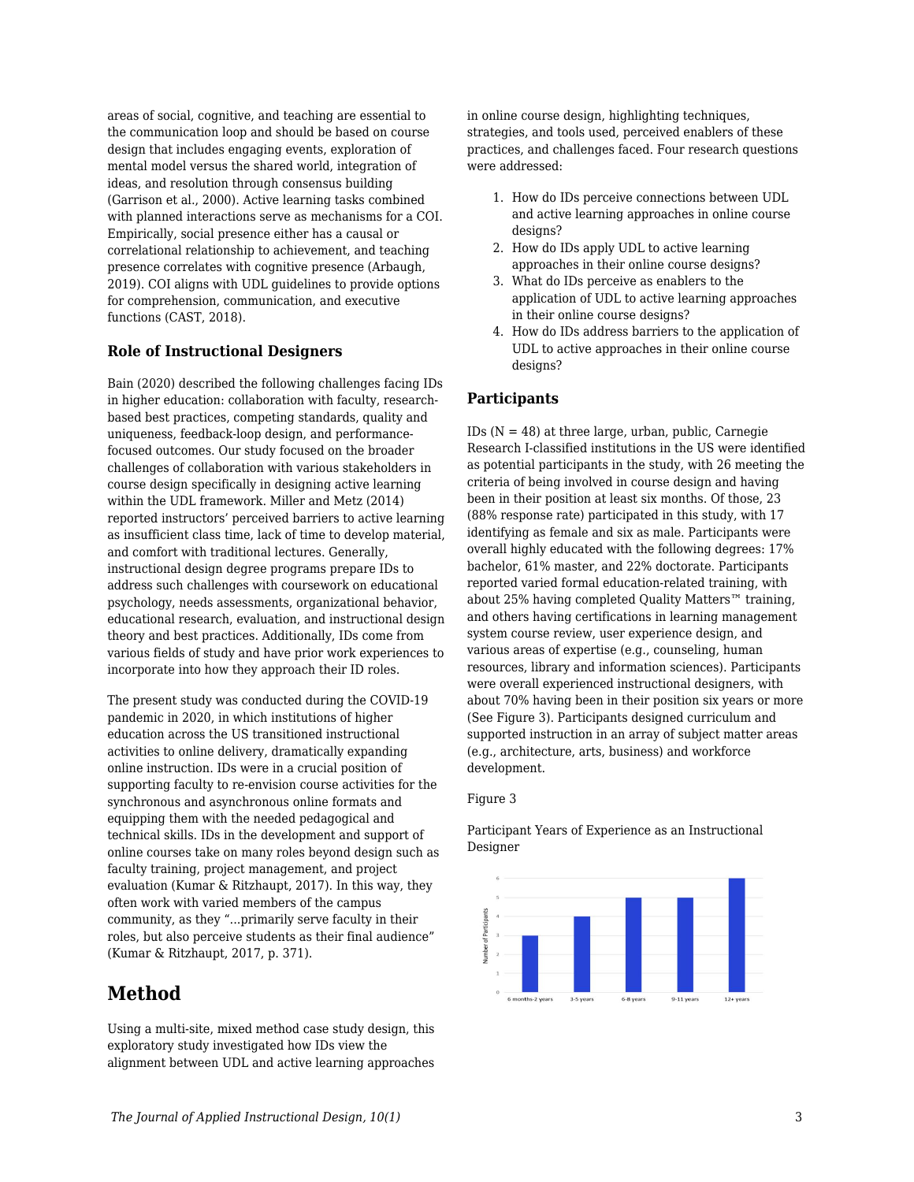areas of social, cognitive, and teaching are essential to the communication loop and should be based on course design that includes engaging events, exploration of mental model versus the shared world, integration of ideas, and resolution through consensus building (Garrison et al., 2000). Active learning tasks combined with planned interactions serve as mechanisms for a COI. Empirically, social presence either has a causal or correlational relationship to achievement, and teaching presence correlates with cognitive presence (Arbaugh, 2019). COI aligns with UDL guidelines to provide options for comprehension, communication, and executive functions (CAST, 2018).

### Role of Instructional Designers

Bain (2020) described the following challenges facing IDs in higher education: collaboration with faculty, research-based best practices, competing standards, quality and uniqueness, feedback-loop design, and performance-focused outcomes. Our study focused on the broader challenges of collaboration with various stakeholders in course design specifically in designing active learning within the UDL framework. Miller and Metz (2014) reported instructors' perceived barriers to active learning as insufficient class time, lack of time to develop material, and comfort with traditional lectures. Generally, instructional design degree programs prepare IDs to address such challenges with coursework on educational psychology, needs assessments, organizational behavior, educational research, evaluation, and instructional design theory and best practices. Additionally, IDs come from various fields of study and have prior work experiences to incorporate into how they approach their ID roles.

The present study was conducted during the COVID-19 pandemic in 2020, in which institutions of higher education across the US transitioned instructional activities to online delivery, dramatically expanding online instruction. IDs were in a crucial position of supporting faculty to re-envision course activities for the synchronous and asynchronous online formats and equipping them with the needed pedagogical and technical skills. IDs in the development and support of online courses take on many roles beyond design such as faculty training, project management, and project evaluation (Kumar & Ritzhaupt, 2017). In this way, they often work with varied members of the campus community, as they "...primarily serve faculty in their roles, but also perceive students as their final audience" (Kumar & Ritzhaupt, 2017, p. 371).

## Method

Using a multi-site, mixed method case study design, this exploratory study investigated how IDs view the alignment between UDL and active learning approaches in online course design, highlighting techniques, strategies, and tools used, perceived enablers of these practices, and challenges faced. Four research questions were addressed:

1. How do IDs perceive connections between UDL and active learning approaches in online course designs?
2. How do IDs apply UDL to active learning approaches in their online course designs?
3. What do IDs perceive as enablers to the application of UDL to active learning approaches in their online course designs?
4. How do IDs address barriers to the application of UDL to active approaches in their online course designs?

### Participants

IDs ($N = 48$) at three large, urban, public, Carnegie Research I-classified institutions in the US were identified as potential participants in the study, with 26 meeting the criteria of being involved in course design and having been in their position at least six months. Of those, 23 (88% response rate) participated in this study, with 17 identifying as female and six as male. Participants were overall highly educated with the following degrees: 17% bachelor, 61% master, and 22% doctorate. Participants reported varied formal education-related training, with about 25% having completed Quality Matters™ training, and others having certifications in learning management system course review, user experience design, and various areas of expertise (e.g., counseling, human resources, library and information sciences). Participants were overall experienced instructional designers, with about 70% having been in their position six years or more (See Figure 3). Participants designed curriculum and supported instruction in an array of subject matter areas (e.g., architecture, arts, business) and workforce development.

Figure 3

Participant Years of Experience as an Instructional Designer

| Years of Experience | Number of Participants |
|---|---|
| 6 months-2 years | 3 |
| 3-5 years | 4 |
| 6-8 years | 5 |
| 9-11 years | 5 |
| 12+ years | 6 |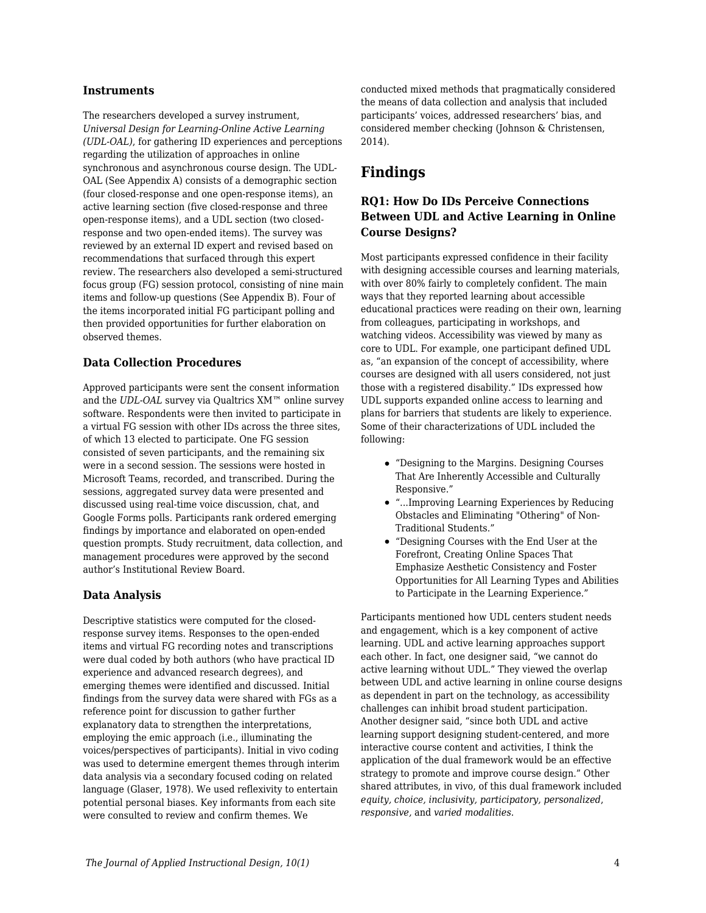### Instruments

The researchers developed a survey instrument, *Universal Design for Learning-Online Active Learning (UDL-OAL)*, for gathering ID experiences and perceptions regarding the utilization of approaches in online synchronous and asynchronous course design. The UDL-OAL (See Appendix A) consists of a demographic section (four closed-response and one open-response items), an active learning section (five closed-response and three open-response items), and a UDL section (two closed-response and two open-ended items). The survey was reviewed by an external ID expert and revised based on recommendations that surfaced through this expert review. The researchers also developed a semi-structured focus group (FG) session protocol, consisting of nine main items and follow-up questions (See Appendix B). Four of the items incorporated initial FG participant polling and then provided opportunities for further elaboration on observed themes.

### Data Collection Procedures

Approved participants were sent the consent information and the *UDL-OAL* survey via Qualtrics XM™ online survey software. Respondents were then invited to participate in a virtual FG session with other IDs across the three sites, of which 13 elected to participate. One FG session consisted of seven participants, and the remaining six were in a second session. The sessions were hosted in Microsoft Teams, recorded, and transcribed. During the sessions, aggregated survey data were presented and discussed using real-time voice discussion, chat, and Google Forms polls. Participants rank ordered emerging findings by importance and elaborated on open-ended question prompts. Study recruitment, data collection, and management procedures were approved by the second author's Institutional Review Board.

### Data Analysis

Descriptive statistics were computed for the closed-response survey items. Responses to the open-ended items and virtual FG recording notes and transcriptions were dual coded by both authors (who have practical ID experience and advanced research degrees), and emerging themes were identified and discussed. Initial findings from the survey data were shared with FGs as a reference point for discussion to gather further explanatory data to strengthen the interpretations, employing the emic approach (i.e., illuminating the voices/perspectives of participants). Initial in vivo coding was used to determine emergent themes through interim data analysis via a secondary focused coding on related language (Glaser, 1978). We used reflexivity to entertain potential personal biases. Key informants from each site were consulted to review and confirm themes. We conducted mixed methods that pragmatically considered the means of data collection and analysis that included participants' voices, addressed researchers' bias, and considered member checking (Johnson & Christensen, 2014).

## Findings

### RQ1: How Do IDs Perceive Connections Between UDL and Active Learning in Online Course Designs?

Most participants expressed confidence in their facility with designing accessible courses and learning materials, with over 80% fairly to completely confident. The main ways that they reported learning about accessible educational practices were reading on their own, learning from colleagues, participating in workshops, and watching videos. Accessibility was viewed by many as core to UDL. For example, one participant defined UDL as, "an expansion of the concept of accessibility, where courses are designed with all users considered, not just those with a registered disability." IDs expressed how UDL supports expanded online access to learning and plans for barriers that students are likely to experience. Some of their characterizations of UDL included the following:

- "Designing to the Margins. Designing Courses That Are Inherently Accessible and Culturally Responsive."
- "...Improving Learning Experiences by Reducing Obstacles and Eliminating "Othering" of Non-Traditional Students."
- "Designing Courses with the End User at the Forefront, Creating Online Spaces That Emphasize Aesthetic Consistency and Foster Opportunities for All Learning Types and Abilities to Participate in the Learning Experience."

Participants mentioned how UDL centers student needs and engagement, which is a key component of active learning. UDL and active learning approaches support each other. In fact, one designer said, "we cannot do active learning without UDL." They viewed the overlap between UDL and active learning in online course designs as dependent in part on the technology, as accessibility challenges can inhibit broad student participation. Another designer said, "since both UDL and active learning support designing student-centered, and more interactive course content and activities, I think the application of the dual framework would be an effective strategy to promote and improve course design." Other shared attributes, in vivo, of this dual framework included *equity, choice, inclusivity, participatory, personalized*, *responsive,* and *varied modalities*.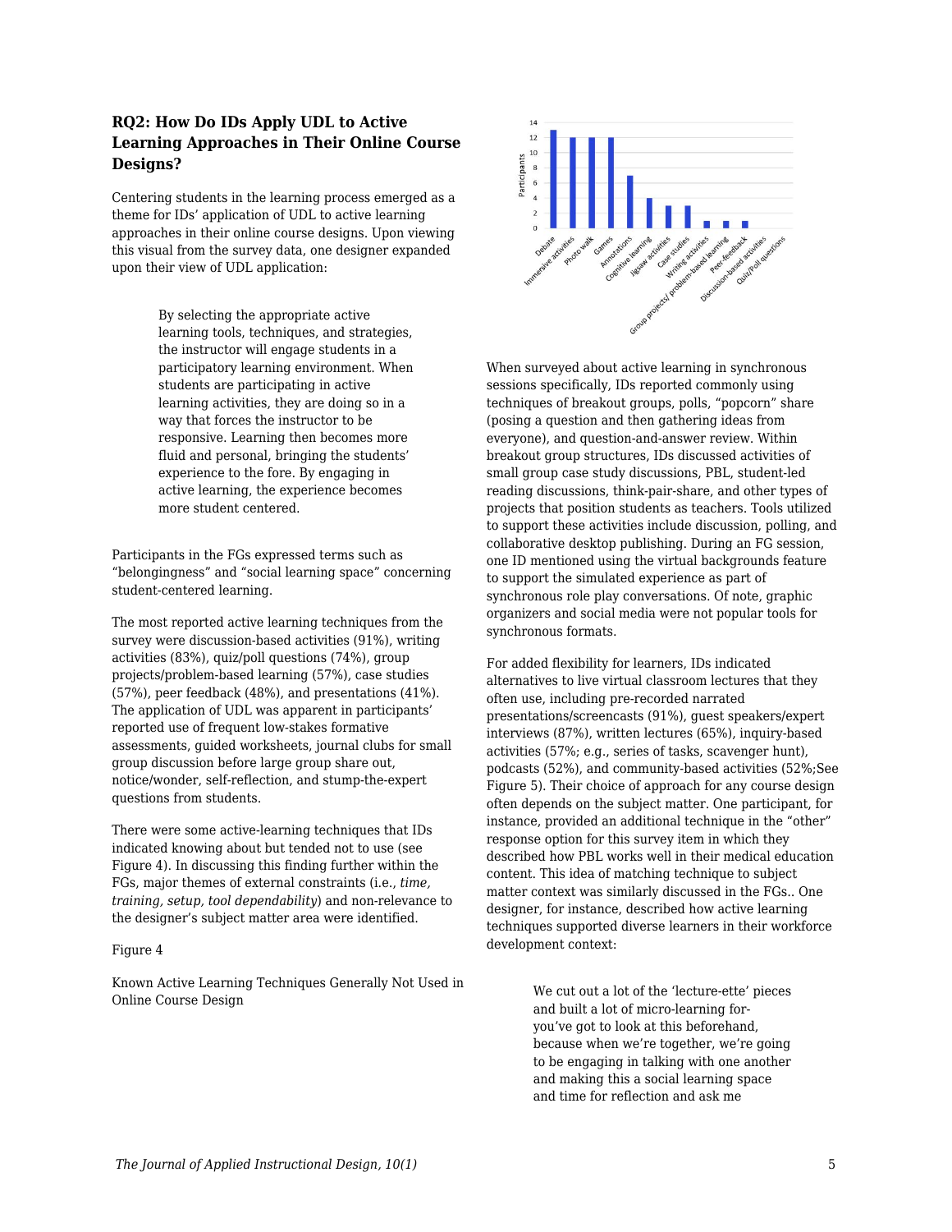### RQ2: How Do IDs Apply UDL to Active Learning Approaches in Their Online Course Designs?

Centering students in the learning process emerged as a theme for IDs' application of UDL to active learning approaches in their online course designs. Upon viewing this visual from the survey data, one designer expanded upon their view of UDL application:

> By selecting the appropriate active learning tools, techniques, and strategies, the instructor will engage students in a participatory learning environment. When students are participating in active learning activities, they are doing so in a way that forces the instructor to be responsive. Learning then becomes more fluid and personal, bringing the students' experience to the fore. By engaging in active learning, the experience becomes more student centered.

Participants in the FGs expressed terms such as "belongingness" and "social learning space" concerning student-centered learning.

The most reported active learning techniques from the survey were discussion-based activities (91%), writing activities (83%), quiz/poll questions (74%), group projects/problem-based learning (57%), case studies (57%), peer feedback (48%), and presentations (41%). The application of UDL was apparent in participants' reported use of frequent low-stakes formative assessments, guided worksheets, journal clubs for small group discussion before large group share out, notice/wonder, self-reflection, and stump-the-expert questions from students.

There were some active-learning techniques that IDs indicated knowing about but tended not to use (see Figure 4). In discussing this finding further within the FGs, major themes of external constraints (i.e., *time, training, setup, tool dependability*) and non-relevance to the designer's subject matter area were identified.

Figure 4

Known Active Learning Techniques Generally Not Used in Online Course Design

When surveyed about active learning in synchronous sessions specifically, IDs reported commonly using techniques of breakout groups, polls, "popcorn" share (posing a question and then gathering ideas from everyone), and question-and-answer review. Within breakout group structures, IDs discussed activities of small group case study discussions, PBL, student-led reading discussions, think-pair-share, and other types of projects that position students as teachers. Tools utilized to support these activities include discussion, polling, and collaborative desktop publishing. During an FG session, one ID mentioned using the virtual backgrounds feature to support the simulated experience as part of synchronous role play conversations. Of note, graphic organizers and social media were not popular tools for synchronous formats.

For added flexibility for learners, IDs indicated alternatives to live virtual classroom lectures that they often use, including pre-recorded narrated presentations/screencasts (91%), guest speakers/expert interviews (87%), written lectures (65%), inquiry-based activities (57%; e.g., series of tasks, scavenger hunt), podcasts (52%), and community-based activities (52%;See Figure 5). Their choice of approach for any course design often depends on the subject matter. One participant, for instance, provided an additional technique in the "other" response option for this survey item in which they described how PBL works well in their medical education content. This idea of matching technique to subject matter context was similarly discussed in the FGs.. One designer, for instance, described how active learning techniques supported diverse learners in their workforce development context:

> We cut out a lot of the 'lecture-ette' pieces and built a lot of micro-learning for- you've got to look at this beforehand, because when we're together, we're going to be engaging in talking with one another and making this a social learning space and time for reflection and ask me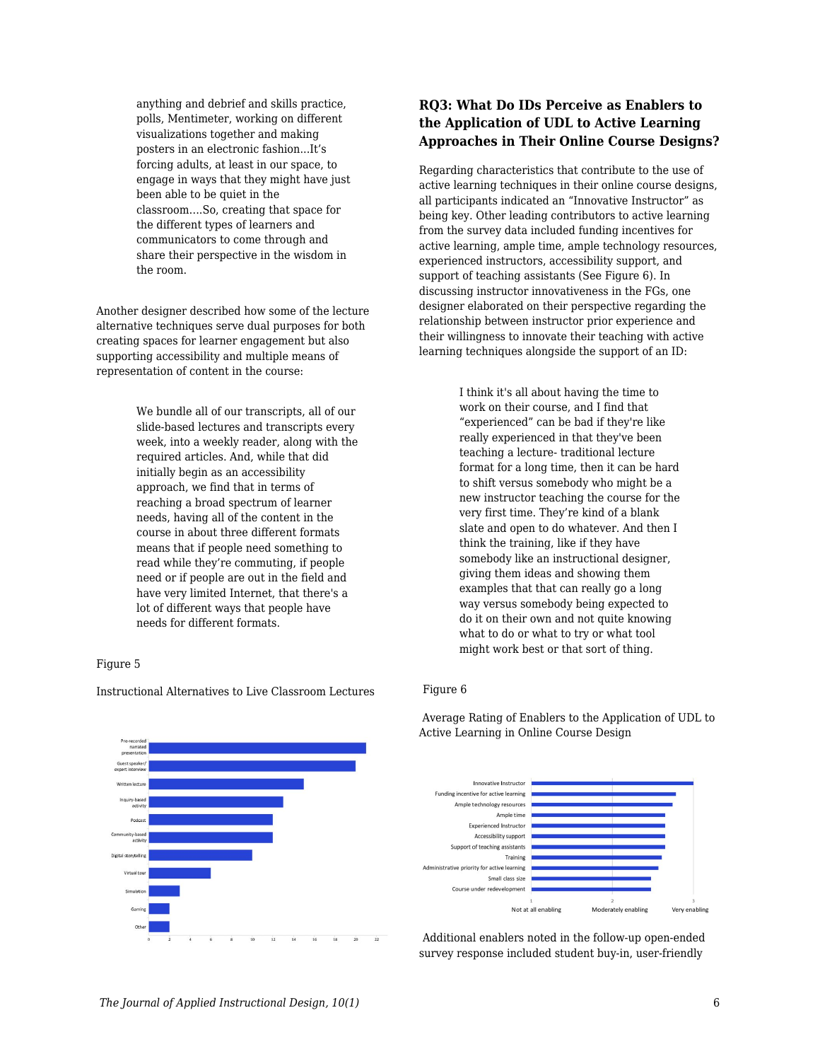anything and debrief and skills practice, polls, Mentimeter, working on different visualizations together and making posters in an electronic fashion...It's forcing adults, at least in our space, to engage in ways that they might have just been able to be quiet in the classroom....So, creating that space for the different types of learners and communicators to come through and share their perspective in the wisdom in the room.

Another designer described how some of the lecture alternative techniques serve dual purposes for both creating spaces for learner engagement but also supporting accessibility and multiple means of representation of content in the course:

> We bundle all of our transcripts, all of our slide-based lectures and transcripts every week, into a weekly reader, along with the required articles. And, while that did initially begin as an accessibility approach, we find that in terms of reaching a broad spectrum of learner needs, having all of the content in the course in about three different formats means that if people need something to read while they're commuting, if people need or if people are out in the field and have very limited Internet, that there's a lot of different ways that people have needs for different formats.

Figure 5

Instructional Alternatives to Live Classroom Lectures

## RQ3: What Do IDs Perceive as Enablers to the Application of UDL to Active Learning Approaches in Their Online Course Designs?

Regarding characteristics that contribute to the use of active learning techniques in their online course designs, all participants indicated an "Innovative Instructor" as being key. Other leading contributors to active learning from the survey data included funding incentives for active learning, ample time, ample technology resources, experienced instructors, accessibility support, and support of teaching assistants (See Figure 6). In discussing instructor innovativeness in the FGs, one designer elaborated on their perspective regarding the relationship between instructor prior experience and their willingness to innovate their teaching with active learning techniques alongside the support of an ID:

> I think it's all about having the time to work on their course, and I find that "experienced" can be bad if they're like really experienced in that they've been teaching a lecture- traditional lecture format for a long time, then it can be hard to shift versus somebody who might be a new instructor teaching the course for the very first time. They're kind of a blank slate and open to do whatever. And then I think the training, like if they have somebody like an instructional designer, giving them ideas and showing them examples that that can really go a long way versus somebody being expected to do it on their own and not quite knowing what to do or what to try or what tool might work best or that sort of thing.

Figure 6

Average Rating of Enablers to the Application of UDL to Active Learning in Online Course Design

Additional enablers noted in the follow-up open-ended survey response included student buy-in, user-friendly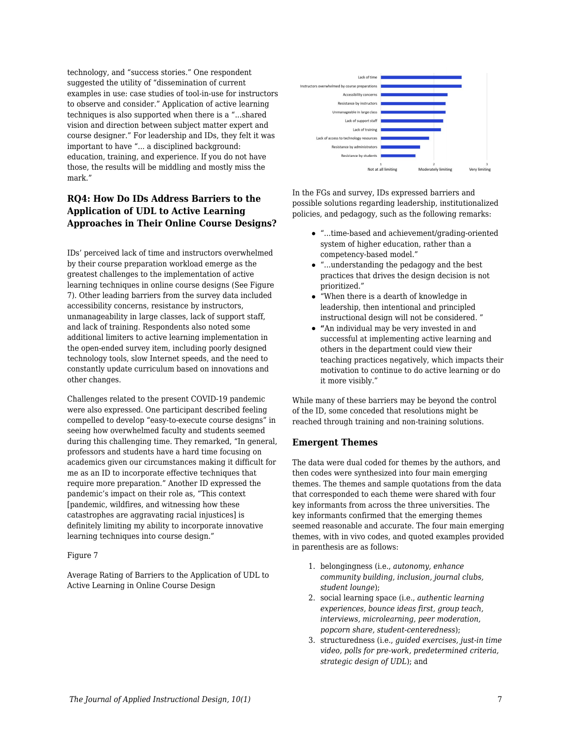technology, and "success stories." One respondent suggested the utility of "dissemination of current examples in use: case studies of tool-in-use for instructors to observe and consider." Application of active learning techniques is also supported when there is a "...shared vision and direction between subject matter expert and course designer." For leadership and IDs, they felt it was important to have "... a disciplined background: education, training, and experience. If you do not have those, the results will be middling and mostly miss the mark."

### RQ4: How Do IDs Address Barriers to the Application of UDL to Active Learning Approaches in Their Online Course Designs?

IDs' perceived lack of time and instructors overwhelmed by their course preparation workload emerge as the greatest challenges to the implementation of active learning techniques in online course designs (See Figure 7). Other leading barriers from the survey data included accessibility concerns, resistance by instructors, unmanageability in large classes, lack of support staff, and lack of training. Respondents also noted some additional limiters to active learning implementation in the open-ended survey item, including poorly designed technology tools, slow Internet speeds, and the need to constantly update curriculum based on innovations and other changes.

Challenges related to the present COVID-19 pandemic were also expressed. One participant described feeling compelled to develop "easy-to-execute course designs" in seeing how overwhelmed faculty and students seemed during this challenging time. They remarked, "In general, professors and students have a hard time focusing on academics given our circumstances making it difficult for me as an ID to incorporate effective techniques that require more preparation." Another ID expressed the pandemic's impact on their role as, "This context [pandemic, wildfires, and witnessing how these catastrophes are aggravating racial injustices] is definitely limiting my ability to incorporate innovative learning techniques into course design."

Figure 7

Average Rating of Barriers to the Application of UDL to Active Learning in Online Course Design

Lack of time
Instructors overwhelmed by course preparations
Accessibility concerns
Resistance by instructors
Unmanageable in large class
Lack of support staff
Lack of training
Lack of access to technology resources
Resistance by administrators
Resistance by students

1 Not at all limiting — 2 Moderately limiting — 3 Very limiting

In the FGs and survey, IDs expressed barriers and possible solutions regarding leadership, institutionalized policies, and pedagogy, such as the following remarks:

- "...time-based and achievement/grading-oriented system of higher education, rather than a competency-based model."
- "...understanding the pedagogy and the best practices that drives the design decision is not prioritized."
- "When there is a dearth of knowledge in leadership, then intentional and principled instructional design will not be considered. "
- **"**An individual may be very invested in and successful at implementing active learning and others in the department could view their teaching practices negatively, which impacts their motivation to continue to do active learning or do it more visibly."

While many of these barriers may be beyond the control of the ID, some conceded that resolutions might be reached through training and non-training solutions.

### Emergent Themes

The data were dual coded for themes by the authors, and then codes were synthesized into four main emerging themes. The themes and sample quotations from the data that corresponded to each theme were shared with four key informants from across the three universities. The key informants confirmed that the emerging themes seemed reasonable and accurate. The four main emerging themes, with in vivo codes, and quoted examples provided in parenthesis are as follows:

1. belongingness (i.e., *autonomy, enhance community building, inclusion, journal clubs, student lounge*);
2. social learning space (i.e., *authentic learning experiences, bounce ideas first, group teach, interviews, microlearning, peer moderation, popcorn share, student-centeredness*);
3. structuredness (i.e., *guided exercises, just-in time video, polls for pre-work, predetermined criteria, strategic design of UDL*); and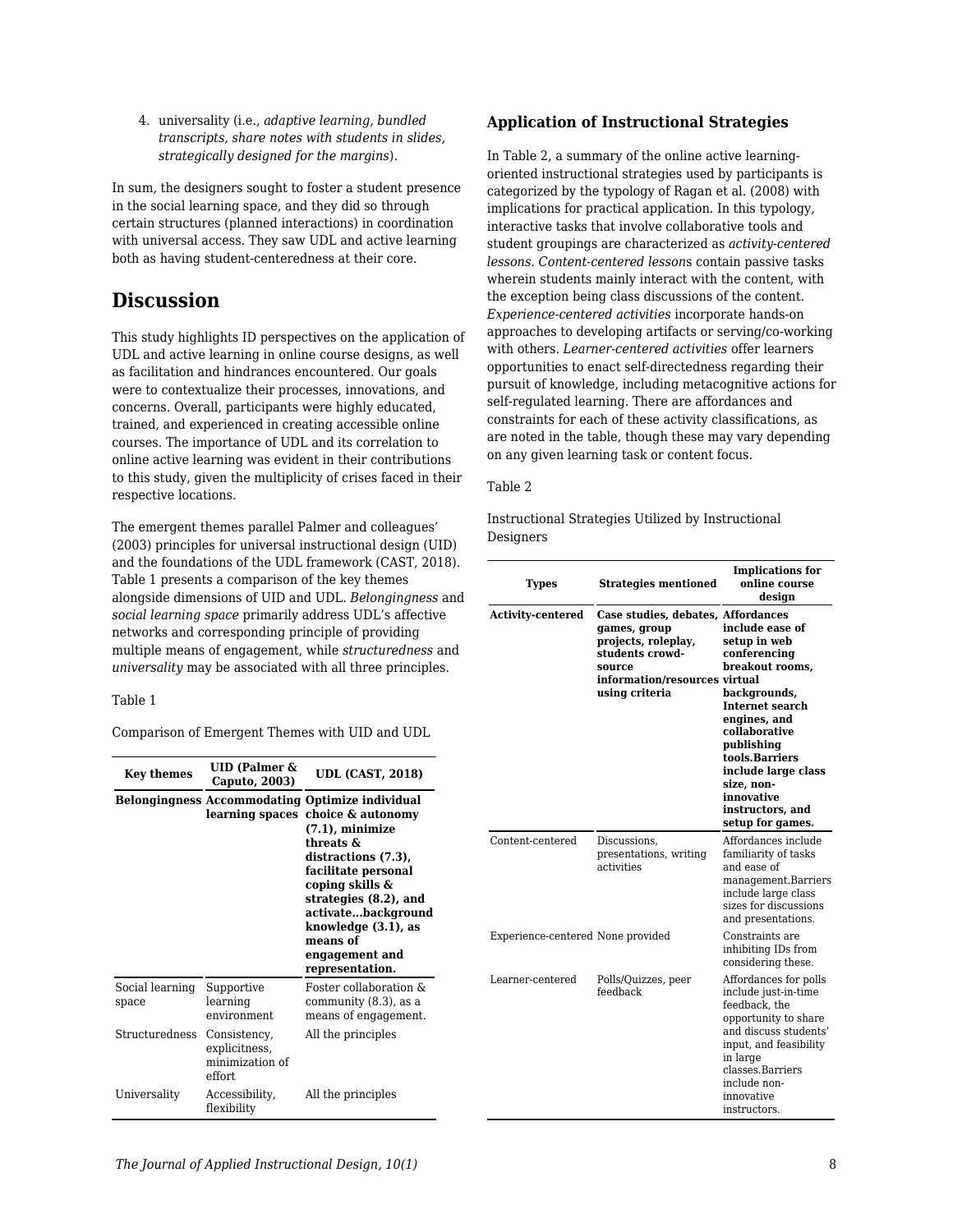4. universality (i.e., *adaptive learning, bundled transcripts, share notes with students in slides, strategically designed for the margins*).

In sum, the designers sought to foster a student presence in the social learning space, and they did so through certain structures (planned interactions) in coordination with universal access. They saw UDL and active learning both as having student-centeredness at their core.

# Discussion

This study highlights ID perspectives on the application of UDL and active learning in online course designs, as well as facilitation and hindrances encountered. Our goals were to contextualize their processes, innovations, and concerns. Overall, participants were highly educated, trained, and experienced in creating accessible online courses. The importance of UDL and its correlation to online active learning was evident in their contributions to this study, given the multiplicity of crises faced in their respective locations.

The emergent themes parallel Palmer and colleagues' (2003) principles for universal instructional design (UID) and the foundations of the UDL framework (CAST, 2018). Table 1 presents a comparison of the key themes alongside dimensions of UID and UDL. *Belongingness* and *social learning space* primarily address UDL's affective networks and corresponding principle of providing multiple means of engagement, while *structuredness* and *universality* may be associated with all three principles.

Table 1

Comparison of Emergent Themes with UID and UDL

| Key themes | UID (Palmer & Caputo, 2003) | UDL (CAST, 2018) |
|---|---|---|
| **Belongingness** | **Accommodating learning spaces** | **Optimize individual choice & autonomy (7.1), minimize threats & distractions (7.3), facilitate personal coping skills & strategies (8.2), and activate…background knowledge (3.1), as means of engagement and representation.** |
| Social learning space | Supportive learning environment | Foster collaboration & community (8.3), as a means of engagement. |
| Structuredness | Consistency, explicitness, minimization of effort | All the principles |
| Universality | Accessibility, flexibility | All the principles |

### Application of Instructional Strategies

In Table 2, a summary of the online active learning-oriented instructional strategies used by participants is categorized by the typology of Ragan et al. (2008) with implications for practical application. In this typology, interactive tasks that involve collaborative tools and student groupings are characterized as *activity-centered lessons*. *Content-centered lesson*s contain passive tasks wherein students mainly interact with the content, with the exception being class discussions of the content. *Experience-centered activities* incorporate hands-on approaches to developing artifacts or serving/co-working with others. *Learner-centered activities* offer learners opportunities to enact self-directedness regarding their pursuit of knowledge, including metacognitive actions for self-regulated learning. There are affordances and constraints for each of these activity classifications, as are noted in the table, though these may vary depending on any given learning task or content focus.

Table 2

Instructional Strategies Utilized by Instructional Designers

| Types | Strategies mentioned | Implications for online course design |
|---|---|---|
| **Activity-centered** | **Case studies, debates, games, group projects, roleplay, students crowd-source information/resources using criteria** | **Affordances include ease of setup in web conferencing breakout rooms, virtual backgrounds, Internet search engines, and collaborative publishing tools.Barriers include large class size, non-innovative instructors, and setup for games.** |
| Content-centered | Discussions, presentations, writing activities | Affordances include familiarity of tasks and ease of management.Barriers include large class sizes for discussions and presentations. |
| Experience-centered | None provided | Constraints are inhibiting IDs from considering these. |
| Learner-centered | Polls/Quizzes, peer feedback | Affordances for polls include just-in-time feedback, the opportunity to share and discuss students' input, and feasibility in large classes.Barriers include non-innovative instructors. |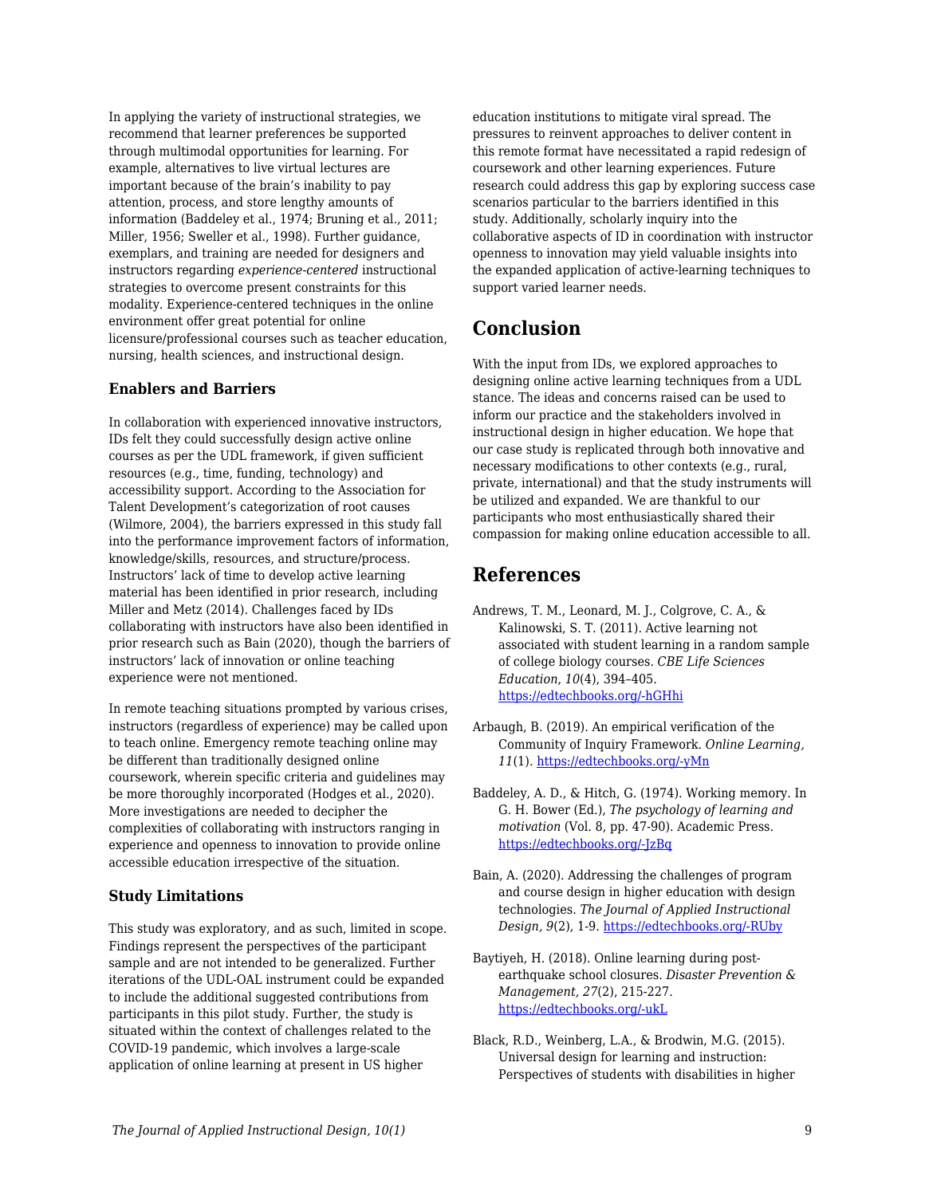In applying the variety of instructional strategies, we recommend that learner preferences be supported through multimodal opportunities for learning. For example, alternatives to live virtual lectures are important because of the brain's inability to pay attention, process, and store lengthy amounts of information (Baddeley et al., 1974; Bruning et al., 2011; Miller, 1956; Sweller et al., 1998). Further guidance, exemplars, and training are needed for designers and instructors regarding *experience-centered* instructional strategies to overcome present constraints for this modality. Experience-centered techniques in the online environment offer great potential for online licensure/professional courses such as teacher education, nursing, health sciences, and instructional design.

### Enablers and Barriers

In collaboration with experienced innovative instructors, IDs felt they could successfully design active online courses as per the UDL framework, if given sufficient resources (e.g., time, funding, technology) and accessibility support. According to the Association for Talent Development's categorization of root causes (Wilmore, 2004), the barriers expressed in this study fall into the performance improvement factors of information, knowledge/skills, resources, and structure/process. Instructors' lack of time to develop active learning material has been identified in prior research, including Miller and Metz (2014). Challenges faced by IDs collaborating with instructors have also been identified in prior research such as Bain (2020), though the barriers of instructors' lack of innovation or online teaching experience were not mentioned.

In remote teaching situations prompted by various crises, instructors (regardless of experience) may be called upon to teach online. Emergency remote teaching online may be different than traditionally designed online coursework, wherein specific criteria and guidelines may be more thoroughly incorporated (Hodges et al., 2020). More investigations are needed to decipher the complexities of collaborating with instructors ranging in experience and openness to innovation to provide online accessible education irrespective of the situation.

### Study Limitations

This study was exploratory, and as such, limited in scope. Findings represent the perspectives of the participant sample and are not intended to be generalized. Further iterations of the UDL-OAL instrument could be expanded to include the additional suggested contributions from participants in this pilot study. Further, the study is situated within the context of challenges related to the COVID-19 pandemic, which involves a large-scale application of online learning at present in US higher education institutions to mitigate viral spread. The pressures to reinvent approaches to deliver content in this remote format have necessitated a rapid redesign of coursework and other learning experiences. Future research could address this gap by exploring success case scenarios particular to the barriers identified in this study. Additionally, scholarly inquiry into the collaborative aspects of ID in coordination with instructor openness to innovation may yield valuable insights into the expanded application of active-learning techniques to support varied learner needs.

## Conclusion

With the input from IDs, we explored approaches to designing online active learning techniques from a UDL stance. The ideas and concerns raised can be used to inform our practice and the stakeholders involved in instructional design in higher education. We hope that our case study is replicated through both innovative and necessary modifications to other contexts (e.g., rural, private, international) and that the study instruments will be utilized and expanded. We are thankful to our participants who most enthusiastically shared their compassion for making online education accessible to all.

## References

Andrews, T. M., Leonard, M. J., Colgrove, C. A., & Kalinowski, S. T. (2011). Active learning not associated with student learning in a random sample of college biology courses. *CBE Life Sciences Education*, *10*(4), 394–405. https://edtechbooks.org/-hGHhi

Arbaugh, B. (2019). An empirical verification of the Community of Inquiry Framework. *Online Learning, 11*(1). https://edtechbooks.org/-yMn

Baddeley, A. D., & Hitch, G. (1974). Working memory. In G. H. Bower (Ed.), *The psychology of learning and motivation* (Vol. 8, pp. 47-90). Academic Press. https://edtechbooks.org/-JzBq

Bain, A. (2020). Addressing the challenges of program and course design in higher education with design technologies. *The Journal of Applied Instructional Design, 9*(2), 1-9. https://edtechbooks.org/-RUby

Baytiyeh, H. (2018). Online learning during post-earthquake school closures. *Disaster Prevention & Management, 27*(2), 215-227. https://edtechbooks.org/-ukL

Black, R.D., Weinberg, L.A., & Brodwin, M.G. (2015). Universal design for learning and instruction: Perspectives of students with disabilities in higher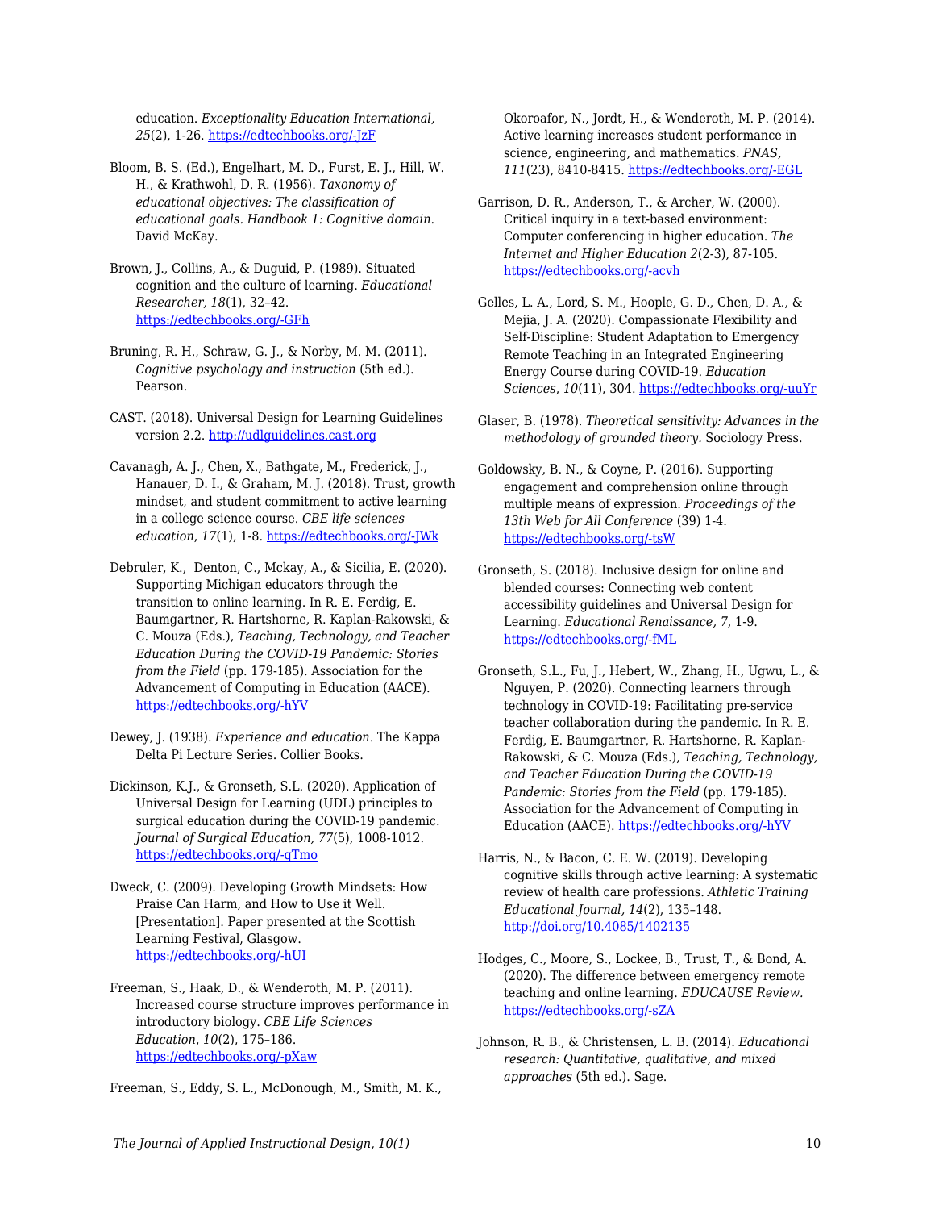education. *Exceptionality Education International, 25*(2), 1-26. https://edtechbooks.org/-JzF

Bloom, B. S. (Ed.), Engelhart, M. D., Furst, E. J., Hill, W. H., & Krathwohl, D. R. (1956). *Taxonomy of educational objectives: The classification of educational goals. Handbook 1: Cognitive domain*. David McKay.

Brown, J., Collins, A., & Duguid, P. (1989). Situated cognition and the culture of learning. *Educational Researcher, 18*(1), 32–42. https://edtechbooks.org/-GFh

Bruning, R. H., Schraw, G. J., & Norby, M. M. (2011). *Cognitive psychology and instruction* (5th ed.). Pearson.

CAST. (2018). Universal Design for Learning Guidelines version 2.2. http://udlguidelines.cast.org

Cavanagh, A. J., Chen, X., Bathgate, M., Frederick, J., Hanauer, D. I., & Graham, M. J. (2018). Trust, growth mindset, and student commitment to active learning in a college science course. *CBE life sciences education*, *17*(1), 1-8. https://edtechbooks.org/-JWk

Debruler, K., Denton, C., Mckay, A., & Sicilia, E. (2020). Supporting Michigan educators through the transition to online learning. In R. E. Ferdig, E. Baumgartner, R. Hartshorne, R. Kaplan-Rakowski, & C. Mouza (Eds.), *Teaching, Technology, and Teacher Education During the COVID-19 Pandemic: Stories from the Field* (pp. 179-185). Association for the Advancement of Computing in Education (AACE). https://edtechbooks.org/-hYV

Dewey, J. (1938). *Experience and education*. The Kappa Delta Pi Lecture Series. Collier Books.

Dickinson, K.J., & Gronseth, S.L. (2020). Application of Universal Design for Learning (UDL) principles to surgical education during the COVID-19 pandemic. *Journal of Surgical Education, 77*(5), 1008-1012. https://edtechbooks.org/-qTmo

Dweck, C. (2009). Developing Growth Mindsets: How Praise Can Harm, and How to Use it Well. [Presentation]. Paper presented at the Scottish Learning Festival, Glasgow. https://edtechbooks.org/-hUI

Freeman, S., Haak, D., & Wenderoth, M. P. (2011). Increased course structure improves performance in introductory biology. *CBE Life Sciences Education*, *10*(2), 175–186. https://edtechbooks.org/-pXaw

Freeman, S., Eddy, S. L., McDonough, M., Smith, M. K., Okoroafor, N., Jordt, H., & Wenderoth, M. P. (2014). Active learning increases student performance in science, engineering, and mathematics. *PNAS, 111*(23), 8410-8415. https://edtechbooks.org/-EGL

Garrison, D. R., Anderson, T., & Archer, W. (2000). Critical inquiry in a text-based environment: Computer conferencing in higher education. *The Internet and Higher Education 2*(2-3), 87-105. https://edtechbooks.org/-acvh

Gelles, L. A., Lord, S. M., Hoople, G. D., Chen, D. A., & Mejia, J. A. (2020). Compassionate Flexibility and Self-Discipline: Student Adaptation to Emergency Remote Teaching in an Integrated Engineering Energy Course during COVID-19. *Education Sciences*, *10*(11), 304. https://edtechbooks.org/-uuYr

Glaser, B. (1978). *Theoretical sensitivity: Advances in the methodology of grounded theory.* Sociology Press.

Goldowsky, B. N., & Coyne, P. (2016). Supporting engagement and comprehension online through multiple means of expression. *Proceedings of the 13th Web for All Conference* (39) 1-4. https://edtechbooks.org/-tsW

Gronseth, S. (2018). Inclusive design for online and blended courses: Connecting web content accessibility guidelines and Universal Design for Learning. *Educational Renaissance, 7*, 1-9. https://edtechbooks.org/-fML

Gronseth, S.L., Fu, J., Hebert, W., Zhang, H., Ugwu, L., & Nguyen, P. (2020). Connecting learners through technology in COVID-19: Facilitating pre-service teacher collaboration during the pandemic. In R. E. Ferdig, E. Baumgartner, R. Hartshorne, R. Kaplan-Rakowski, & C. Mouza (Eds.), *Teaching, Technology, and Teacher Education During the COVID-19 Pandemic: Stories from the Field* (pp. 179-185). Association for the Advancement of Computing in Education (AACE). https://edtechbooks.org/-hYV

Harris, N., & Bacon, C. E. W. (2019). Developing cognitive skills through active learning: A systematic review of health care professions. *Athletic Training Educational Journal, 14*(2), 135–148. http://doi.org/10.4085/1402135

Hodges, C., Moore, S., Lockee, B., Trust, T., & Bond, A. (2020). The difference between emergency remote teaching and online learning. *EDUCAUSE Review.* https://edtechbooks.org/-sZA

Johnson, R. B., & Christensen, L. B. (2014). *Educational research: Quantitative, qualitative, and mixed approaches* (5th ed.). Sage.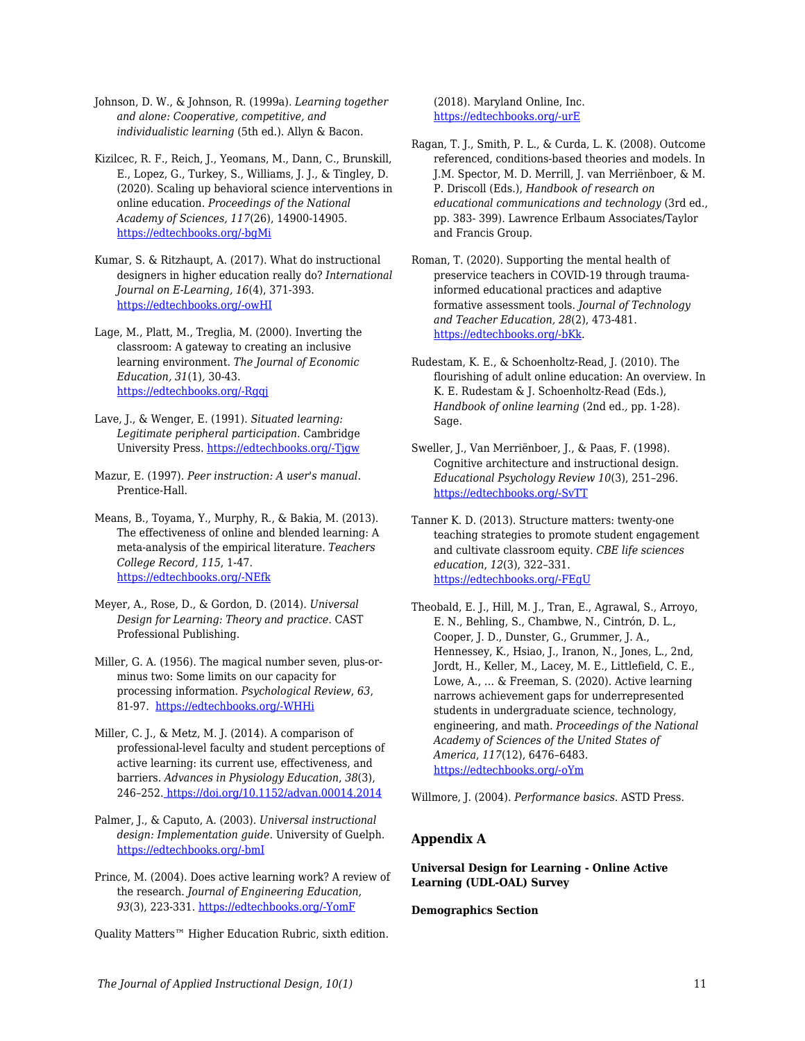Johnson, D. W., & Johnson, R. (1999a). *Learning together and alone: Cooperative, competitive, and individualistic learning* (5th ed.). Allyn & Bacon.

Kizilcec, R. F., Reich, J., Yeomans, M., Dann, C., Brunskill, E., Lopez, G., Turkey, S., Williams, J. J., & Tingley, D. (2020). Scaling up behavioral science interventions in online education. *Proceedings of the National Academy of Sciences, 117*(26), 14900-14905. https://edtechbooks.org/-bgMi

Kumar, S. & Ritzhaupt, A. (2017). What do instructional designers in higher education really do? *International Journal on E-Learning, 16*(4), 371-393. https://edtechbooks.org/-owHI

Lage, M., Platt, M., Treglia, M. (2000). Inverting the classroom: A gateway to creating an inclusive learning environment. *The Journal of Economic Education, 31*(1), 30-43. https://edtechbooks.org/-Rgqj

Lave, J., & Wenger, E. (1991). *Situated learning: Legitimate peripheral participation*. Cambridge University Press. https://edtechbooks.org/-Tjgw

Mazur, E. (1997). *Peer instruction: A user's manual*. Prentice-Hall.

Means, B., Toyama, Y., Murphy, R., & Bakia, M. (2013). The effectiveness of online and blended learning: A meta-analysis of the empirical literature. *Teachers College Record, 115*, 1-47. https://edtechbooks.org/-NEfk

Meyer, A., Rose, D., & Gordon, D. (2014). *Universal Design for Learning: Theory and practice.* CAST Professional Publishing.

Miller, G. A. (1956). The magical number seven, plus-or-minus two: Some limits on our capacity for processing information. *Psychological Review*, *63*, 81-97. https://edtechbooks.org/-WHHi

Miller, C. J., & Metz, M. J. (2014). A comparison of professional-level faculty and student perceptions of active learning: its current use, effectiveness, and barriers. *Advances in Physiology Education*, *38*(3), 246–252. https://doi.org/10.1152/advan.00014.2014

Palmer, J., & Caputo, A. (2003). *Universal instructional design: Implementation guide*. University of Guelph. https://edtechbooks.org/-bmI

Prince, M. (2004). Does active learning work? A review of the research. *Journal of Engineering Education, 93*(3), 223-331. https://edtechbooks.org/-YomF

Quality Matters™ Higher Education Rubric, sixth edition. (2018). Maryland Online, Inc. https://edtechbooks.org/-urE

Ragan, T. J., Smith, P. L., & Curda, L. K. (2008). Outcome referenced, conditions-based theories and models. In J.M. Spector, M. D. Merrill, J. van Merriënboer, & M. P. Driscoll (Eds.), *Handbook of research on educational communications and technology* (3rd ed., pp. 383- 399). Lawrence Erlbaum Associates/Taylor and Francis Group.

Roman, T. (2020). Supporting the mental health of preservice teachers in COVID-19 through trauma-informed educational practices and adaptive formative assessment tools. *Journal of Technology and Teacher Education, 28*(2), 473-481. https://edtechbooks.org/-bKk.

Rudestam, K. E., & Schoenholtz-Read, J. (2010). The flourishing of adult online education: An overview. In K. E. Rudestam & J. Schoenholtz-Read (Eds.), *Handbook of online learning* (2nd ed., pp. 1-28). Sage.

Sweller, J., Van Merriënboer, J., & Paas, F. (1998). Cognitive architecture and instructional design. *Educational Psychology Review 10*(3), 251–296. https://edtechbooks.org/-SvTT

Tanner K. D. (2013). Structure matters: twenty-one teaching strategies to promote student engagement and cultivate classroom equity. *CBE life sciences education*, *12*(3), 322–331. https://edtechbooks.org/-FEgU

Theobald, E. J., Hill, M. J., Tran, E., Agrawal, S., Arroyo, E. N., Behling, S., Chambwe, N., Cintrón, D. L., Cooper, J. D., Dunster, G., Grummer, J. A., Hennessey, K., Hsiao, J., Iranon, N., Jones, L., 2nd, Jordt, H., Keller, M., Lacey, M. E., Littlefield, C. E., Lowe, A., … & Freeman, S. (2020). Active learning narrows achievement gaps for underrepresented students in undergraduate science, technology, engineering, and math. *Proceedings of the National Academy of Sciences of the United States of America*, *117*(12), 6476–6483. https://edtechbooks.org/-oYm

Willmore, J. (2004). *Performance basics*. ASTD Press.

## Appendix A

**Universal Design for Learning - Online Active Learning (UDL-OAL) Survey**

**Demographics Section**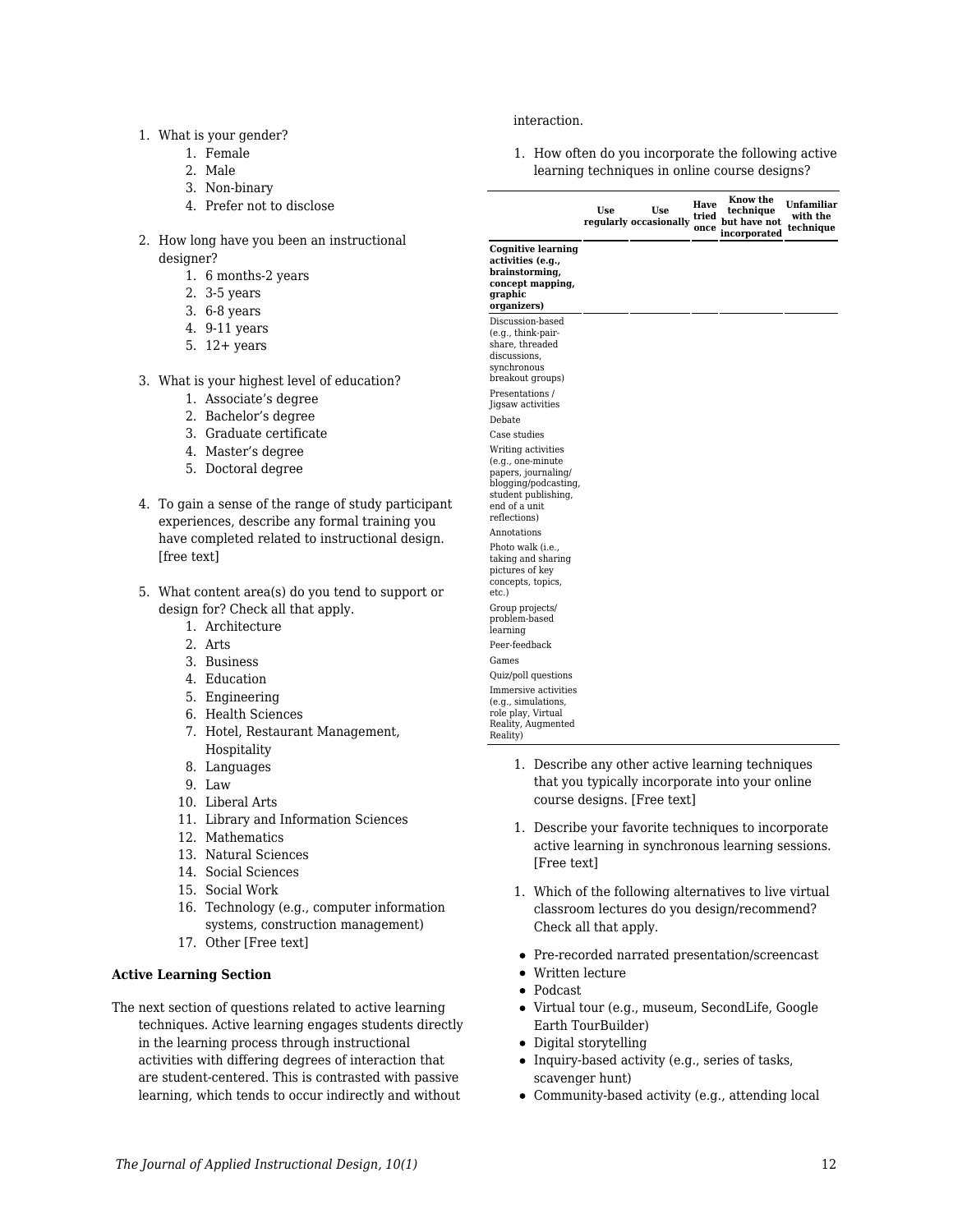1. What is your gender?
    1. Female
    2. Male
    3. Non-binary
    4. Prefer not to disclose

2. How long have you been an instructional designer?
    1. 6 months-2 years
    2. 3-5 years
    3. 6-8 years
    4. 9-11 years
    5. 12+ years

3. What is your highest level of education?
    1. Associate's degree
    2. Bachelor's degree
    3. Graduate certificate
    4. Master's degree
    5. Doctoral degree

4. To gain a sense of the range of study participant experiences, describe any formal training you have completed related to instructional design. [free text]

5. What content area(s) do you tend to support or design for? Check all that apply.
    1. Architecture
    2. Arts
    3. Business
    4. Education
    5. Engineering
    6. Health Sciences
    7. Hotel, Restaurant Management, Hospitality
    8. Languages
    9. Law
    10. Liberal Arts
    11. Library and Information Sciences
    12. Mathematics
    13. Natural Sciences
    14. Social Sciences
    15. Social Work
    16. Technology (e.g., computer information systems, construction management)
    17. Other [Free text]

**Active Learning Section**

The next section of questions related to active learning techniques. Active learning engages students directly in the learning process through instructional activities with differing degrees of interaction that are student-centered. This is contrasted with passive learning, which tends to occur indirectly and without interaction.

1. How often do you incorporate the following active learning techniques in online course designs?

| | Use regularly | Use occasionally | Have tried once | Know the technique but have not incorporated | Unfamiliar with the technique |
|---|---|---|---|---|---|
| **Cognitive learning activities (e.g., brainstorming, concept mapping, graphic organizers)** | | | | | |
| Discussion-based (e.g., think-pair-share, threaded discussions, synchronous breakout groups) | | | | | |
| Presentations / Jigsaw activities | | | | | |
| Debate | | | | | |
| Case studies | | | | | |
| Writing activities (e.g., one-minute papers, journaling/ blogging/podcasting, student publishing, end of a unit reflections) | | | | | |
| Annotations | | | | | |
| Photo walk (i.e., taking and sharing pictures of key concepts, topics, etc.) | | | | | |
| Group projects/ problem-based learning | | | | | |
| Peer-feedback | | | | | |
| Games | | | | | |
| Quiz/poll questions | | | | | |
| Immersive activities (e.g., simulations, role play, Virtual Reality, Augmented Reality) | | | | | |

1. Describe any other active learning techniques that you typically incorporate into your online course designs. [Free text]

1. Describe your favorite techniques to incorporate active learning in synchronous learning sessions. [Free text]

1. Which of the following alternatives to live virtual classroom lectures do you design/recommend? Check all that apply.

- Pre-recorded narrated presentation/screencast
- Written lecture
- Podcast
- Virtual tour (e.g., museum, SecondLife, Google Earth TourBuilder)
- Digital storytelling
- Inquiry-based activity (e.g., series of tasks, scavenger hunt)
- Community-based activity (e.g., attending local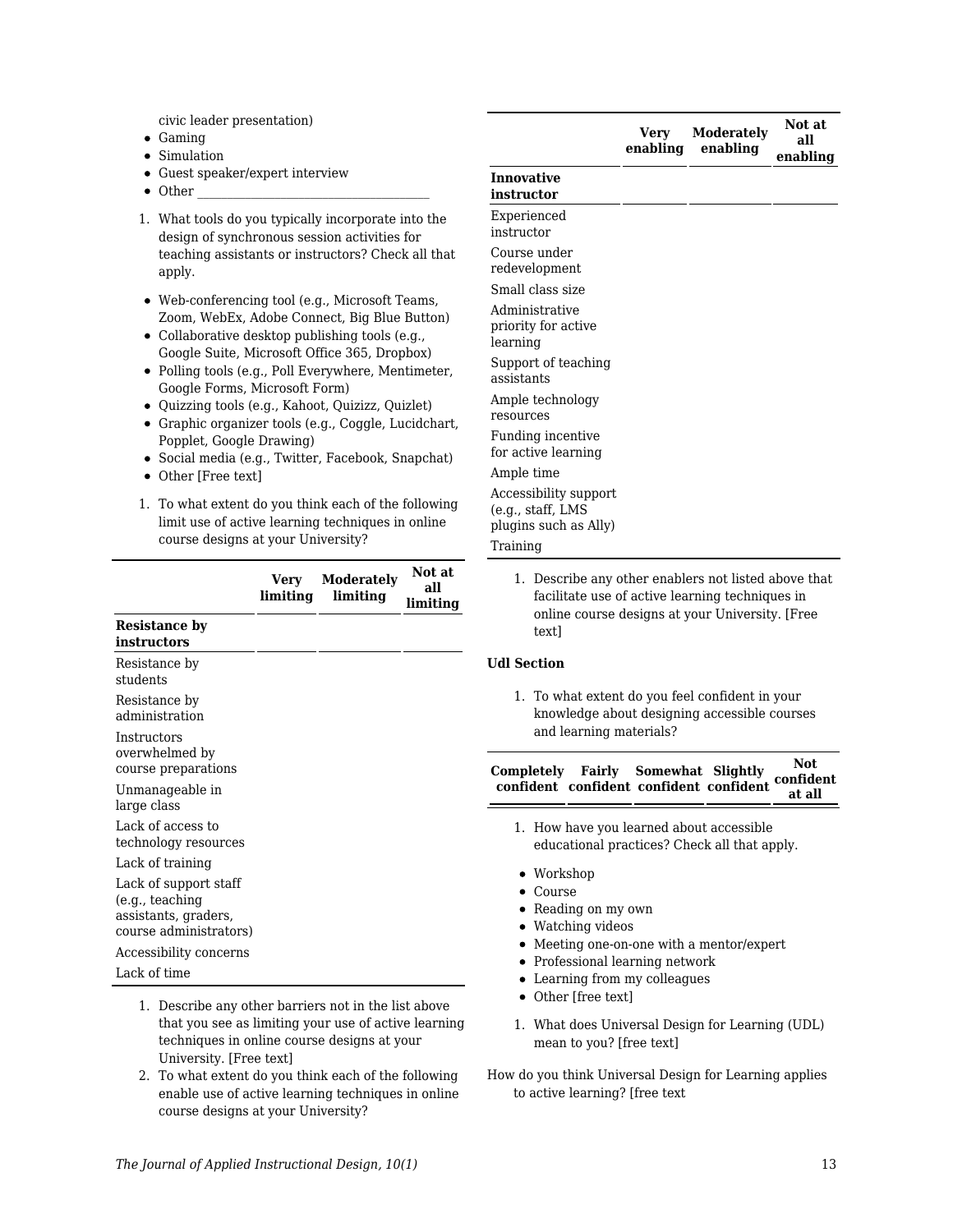civic leader presentation)

- Gaming
- Simulation
- Guest speaker/expert interview
- Other ____________________________________

1. What tools do you typically incorporate into the design of synchronous session activities for teaching assistants or instructors? Check all that apply.

- Web-conferencing tool (e.g., Microsoft Teams, Zoom, WebEx, Adobe Connect, Big Blue Button)
- Collaborative desktop publishing tools (e.g., Google Suite, Microsoft Office 365, Dropbox)
- Polling tools (e.g., Poll Everywhere, Mentimeter, Google Forms, Microsoft Form)
- Quizzing tools (e.g., Kahoot, Quizizz, Quizlet)
- Graphic organizer tools (e.g., Coggle, Lucidchart, Popplet, Google Drawing)
- Social media (e.g., Twitter, Facebook, Snapchat)
- Other [Free text]

1. To what extent do you think each of the following limit use of active learning techniques in online course designs at your University?

| | Very limiting | Moderately limiting | Not at all limiting |
|---|---|---|---|
| **Resistance by instructors** | | | |
| Resistance by students | | | |
| Resistance by administration | | | |
| Instructors overwhelmed by course preparations | | | |
| Unmanageable in large class | | | |
| Lack of access to technology resources | | | |
| Lack of training | | | |
| Lack of support staff (e.g., teaching assistants, graders, course administrators) | | | |
| Accessibility concerns | | | |
| Lack of time | | | |

1. Describe any other barriers not in the list above that you see as limiting your use of active learning techniques in online course designs at your University. [Free text]
2. To what extent do you think each of the following enable use of active learning techniques in online course designs at your University?

| | Very enabling | Moderately enabling | Not at all enabling |
|---|---|---|---|
| **Innovative instructor** | | | |
| Experienced instructor | | | |
| Course under redevelopment | | | |
| Small class size | | | |
| Administrative priority for active learning | | | |
| Support of teaching assistants | | | |
| Ample technology resources | | | |
| Funding incentive for active learning | | | |
| Ample time | | | |
| Accessibility support (e.g., staff, LMS plugins such as Ally) | | | |
| Training | | | |

1. Describe any other enablers not listed above that facilitate use of active learning techniques in online course designs at your University. [Free text]

**Udl Section**

1. To what extent do you feel confident in your knowledge about designing accessible courses and learning materials?

| Completely confident | Fairly confident | Somewhat confident | Slightly confident | Not confident at all |
|---|---|---|---|---|

1. How have you learned about accessible educational practices? Check all that apply.

- Workshop
- Course
- Reading on my own
- Watching videos
- Meeting one-on-one with a mentor/expert
- Professional learning network
- Learning from my colleagues
- Other [free text]

1. What does Universal Design for Learning (UDL) mean to you? [free text]

How do you think Universal Design for Learning applies to active learning? [free text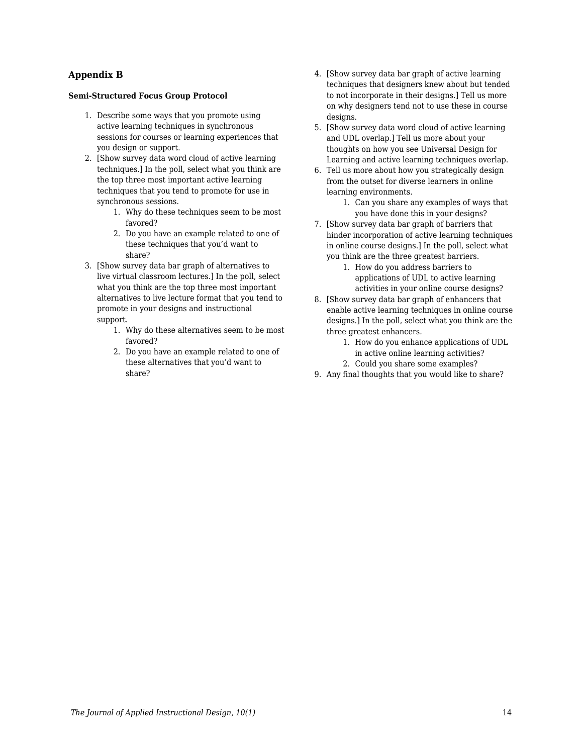## Appendix B

**Semi-Structured Focus Group Protocol**

1. Describe some ways that you promote using active learning techniques in synchronous sessions for courses or learning experiences that you design or support.
2. [Show survey data word cloud of active learning techniques.] In the poll, select what you think are the top three most important active learning techniques that you tend to promote for use in synchronous sessions.
    1. Why do these techniques seem to be most favored?
    2. Do you have an example related to one of these techniques that you'd want to share?
3. [Show survey data bar graph of alternatives to live virtual classroom lectures.] In the poll, select what you think are the top three most important alternatives to live lecture format that you tend to promote in your designs and instructional support.
    1. Why do these alternatives seem to be most favored?
    2. Do you have an example related to one of these alternatives that you'd want to share?
4. [Show survey data bar graph of active learning techniques that designers knew about but tended to not incorporate in their designs.] Tell us more on why designers tend not to use these in course designs.
5. [Show survey data word cloud of active learning and UDL overlap.] Tell us more about your thoughts on how you see Universal Design for Learning and active learning techniques overlap.
6. Tell us more about how you strategically design from the outset for diverse learners in online learning environments.
    1. Can you share any examples of ways that you have done this in your designs?
7. [Show survey data bar graph of barriers that hinder incorporation of active learning techniques in online course designs.] In the poll, select what you think are the three greatest barriers.
    1. How do you address barriers to applications of UDL to active learning activities in your online course designs?
8. [Show survey data bar graph of enhancers that enable active learning techniques in online course designs.] In the poll, select what you think are the three greatest enhancers.
    1. How do you enhance applications of UDL in active online learning activities?
    2. Could you share some examples?
9. Any final thoughts that you would like to share?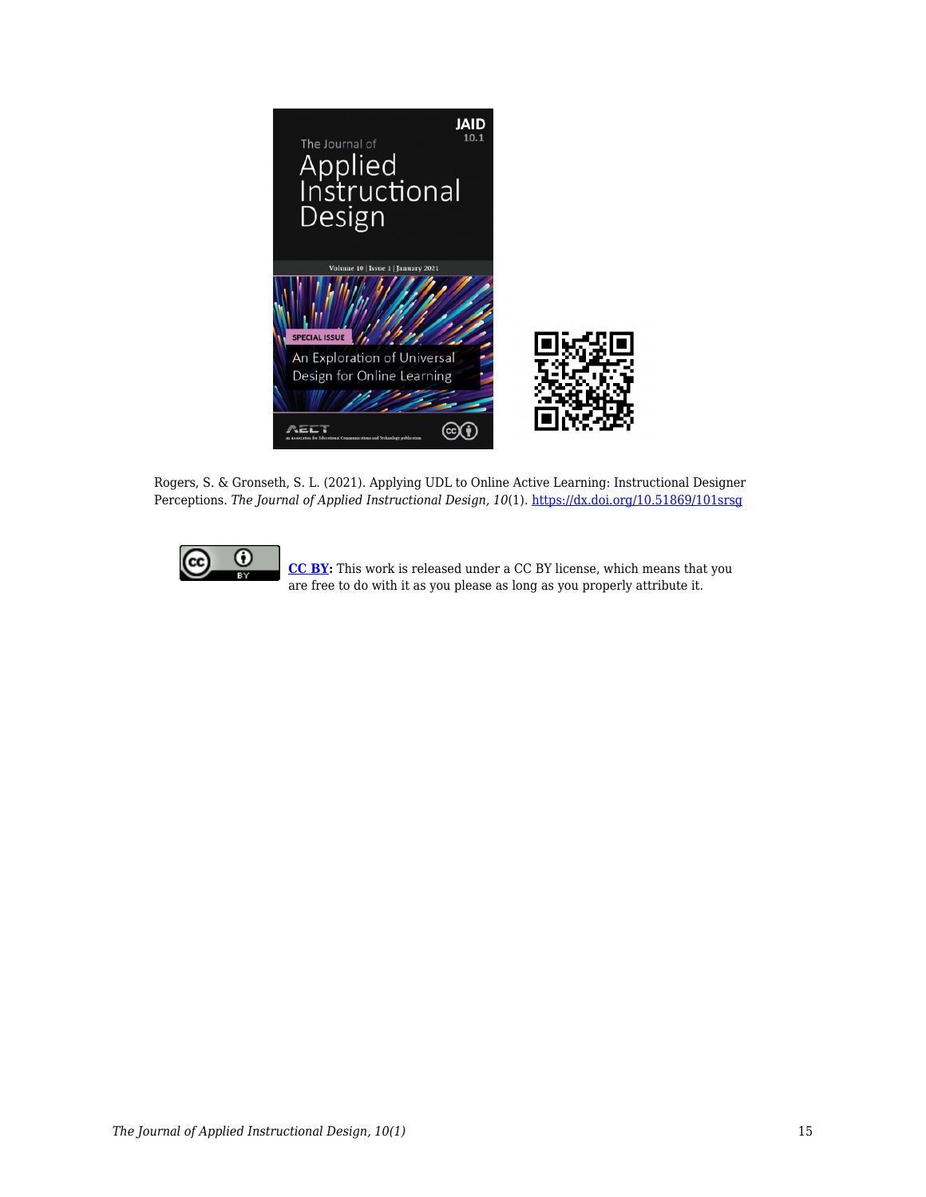Rogers, S. & Gronseth, S. L. (2021). Applying UDL to Online Active Learning: Instructional Designer Perceptions. *The Journal of Applied Instructional Design, 10*(1). [https://dx.doi.org/10.51869/101srsg](https://dx.doi.org/10.51869/101srsg)

**[CC BY](https://creativecommons.org/licenses/by/4.0):** This work is released under a CC BY license, which means that you are free to do with it as you please as long as you properly attribute it.